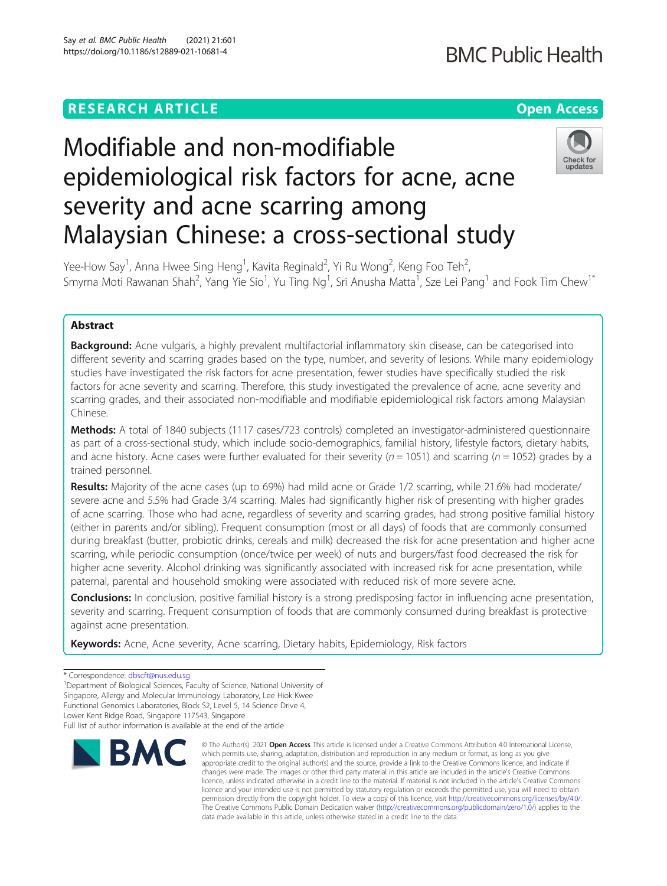RESEARCH ARTICLE

Open Access

# Modifiable and non-modifiable epidemiological risk factors for acne, acne severity and acne scarring among Malaysian Chinese: a cross-sectional study

Yee-How Say[1], Anna Hwee Sing Heng[1], Kavita Reginald[2], Yi Ru Wong[2], Keng Foo Teh[2], Smyrna Moti Rawanan Shah[2], Yang Yie Sio[1], Yu Ting Ng[1], Sri Anusha Matta[1], Sze Lei Pang[1] and Fook Tim Chew[1*]

## Abstract

**Background:** Acne vulgaris, a highly prevalent multifactorial inflammatory skin disease, can be categorised into different severity and scarring grades based on the type, number, and severity of lesions. While many epidemiology studies have investigated the risk factors for acne presentation, fewer studies have specifically studied the risk factors for acne severity and scarring. Therefore, this study investigated the prevalence of acne, acne severity and scarring grades, and their associated non-modifiable and modifiable epidemiological risk factors among Malaysian Chinese.

**Methods:** A total of 1840 subjects (1117 cases/723 controls) completed an investigator-administered questionnaire as part of a cross-sectional study, which include socio-demographics, familial history, lifestyle factors, dietary habits, and acne history. Acne cases were further evaluated for their severity ($n = 1051$) and scarring ($n = 1052$) grades by a trained personnel.

**Results:** Majority of the acne cases (up to 69%) had mild acne or Grade 1/2 scarring, while 21.6% had moderate/severe acne and 5.5% had Grade 3/4 scarring. Males had significantly higher risk of presenting with higher grades of acne scarring. Those who had acne, regardless of severity and scarring grades, had strong positive familial history (either in parents and/or sibling). Frequent consumption (most or all days) of foods that are commonly consumed during breakfast (butter, probiotic drinks, cereals and milk) decreased the risk for acne presentation and higher acne scarring, while periodic consumption (once/twice per week) of nuts and burgers/fast food decreased the risk for higher acne severity. Alcohol drinking was significantly associated with increased risk for acne presentation, while paternal, parental and household smoking were associated with reduced risk of more severe acne.

**Conclusions:** In conclusion, positive familial history is a strong predisposing factor in influencing acne presentation, severity and scarring. Frequent consumption of foods that are commonly consumed during breakfast is protective against acne presentation.

**Keywords:** Acne, Acne severity, Acne scarring, Dietary habits, Epidemiology, Risk factors

\* Correspondence: dbscft@nus.edu.sg
[1]Department of Biological Sciences, Faculty of Science, National University of Singapore, Allergy and Molecular Immunology Laboratory, Lee Hiok Kwee Functional Genomics Laboratories, Block S2, Level 5, 14 Science Drive 4, Lower Kent Ridge Road, Singapore 117543, Singapore
Full list of author information is available at the end of the article

© The Author(s). 2021 **Open Access** This article is licensed under a Creative Commons Attribution 4.0 International License, which permits use, sharing, adaptation, distribution and reproduction in any medium or format, as long as you give appropriate credit to the original author(s) and the source, provide a link to the Creative Commons licence, and indicate if changes were made. The images or other third party material in this article are included in the article's Creative Commons licence, unless indicated otherwise in a credit line to the material. If material is not included in the article's Creative Commons licence and your intended use is not permitted by statutory regulation or exceeds the permitted use, you will need to obtain permission directly from the copyright holder. To view a copy of this licence, visit http://creativecommons.org/licenses/by/4.0/. The Creative Commons Public Domain Dedication waiver (http://creativecommons.org/publicdomain/zero/1.0/) applies to the data made available in this article, unless otherwise stated in a credit line to the data.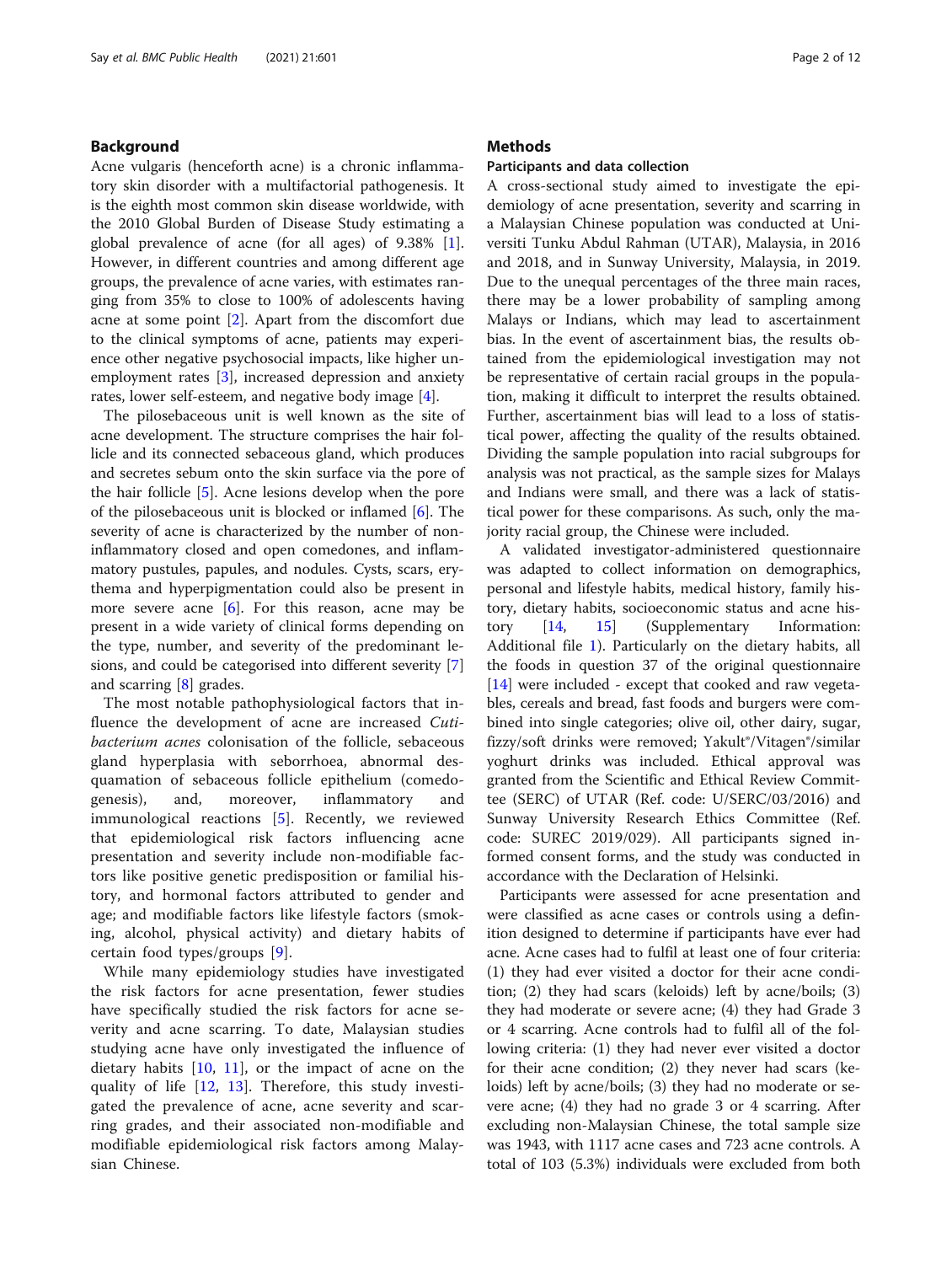## Background

Acne vulgaris (henceforth acne) is a chronic inflammatory skin disorder with a multifactorial pathogenesis. It is the eighth most common skin disease worldwide, with the 2010 Global Burden of Disease Study estimating a global prevalence of acne (for all ages) of 9.38% [1]. However, in different countries and among different age groups, the prevalence of acne varies, with estimates ranging from 35% to close to 100% of adolescents having acne at some point [2]. Apart from the discomfort due to the clinical symptoms of acne, patients may experience other negative psychosocial impacts, like higher unemployment rates [3], increased depression and anxiety rates, lower self-esteem, and negative body image [4].

The pilosebaceous unit is well known as the site of acne development. The structure comprises the hair follicle and its connected sebaceous gland, which produces and secretes sebum onto the skin surface via the pore of the hair follicle [5]. Acne lesions develop when the pore of the pilosebaceous unit is blocked or inflamed [6]. The severity of acne is characterized by the number of non-inflammatory closed and open comedones, and inflammatory pustules, papules, and nodules. Cysts, scars, erythema and hyperpigmentation could also be present in more severe acne [6]. For this reason, acne may be present in a wide variety of clinical forms depending on the type, number, and severity of the predominant lesions, and could be categorised into different severity [7] and scarring [8] grades.

The most notable pathophysiological factors that influence the development of acne are increased *Cutibacterium acnes* colonisation of the follicle, sebaceous gland hyperplasia with seborrhoea, abnormal desquamation of sebaceous follicle epithelium (comedogenesis), and, moreover, inflammatory and immunological reactions [5]. Recently, we reviewed that epidemiological risk factors influencing acne presentation and severity include non-modifiable factors like positive genetic predisposition or familial history, and hormonal factors attributed to gender and age; and modifiable factors like lifestyle factors (smoking, alcohol, physical activity) and dietary habits of certain food types/groups [9].

While many epidemiology studies have investigated the risk factors for acne presentation, fewer studies have specifically studied the risk factors for acne severity and acne scarring. To date, Malaysian studies studying acne have only investigated the influence of dietary habits [10, 11], or the impact of acne on the quality of life [12, 13]. Therefore, this study investigated the prevalence of acne, acne severity and scarring grades, and their associated non-modifiable and modifiable epidemiological risk factors among Malaysian Chinese.

## Methods

### Participants and data collection

A cross-sectional study aimed to investigate the epidemiology of acne presentation, severity and scarring in a Malaysian Chinese population was conducted at Universiti Tunku Abdul Rahman (UTAR), Malaysia, in 2016 and 2018, and in Sunway University, Malaysia, in 2019. Due to the unequal percentages of the three main races, there may be a lower probability of sampling among Malays or Indians, which may lead to ascertainment bias. In the event of ascertainment bias, the results obtained from the epidemiological investigation may not be representative of certain racial groups in the population, making it difficult to interpret the results obtained. Further, ascertainment bias will lead to a loss of statistical power, affecting the quality of the results obtained. Dividing the sample population into racial subgroups for analysis was not practical, as the sample sizes for Malays and Indians were small, and there was a lack of statistical power for these comparisons. As such, only the majority racial group, the Chinese were included.

A validated investigator-administered questionnaire was adapted to collect information on demographics, personal and lifestyle habits, medical history, family history, dietary habits, socioeconomic status and acne history [14, 15] (Supplementary Information: Additional file 1). Particularly on the dietary habits, all the foods in question 37 of the original questionnaire [14] were included - except that cooked and raw vegetables, cereals and bread, fast foods and burgers were combined into single categories; olive oil, other dairy, sugar, fizzy/soft drinks were removed; Yakult®/Vitagen®/similar yoghurt drinks was included. Ethical approval was granted from the Scientific and Ethical Review Committee (SERC) of UTAR (Ref. code: U/SERC/03/2016) and Sunway University Research Ethics Committee (Ref. code: SUREC 2019/029). All participants signed informed consent forms, and the study was conducted in accordance with the Declaration of Helsinki.

Participants were assessed for acne presentation and were classified as acne cases or controls using a definition designed to determine if participants have ever had acne. Acne cases had to fulfil at least one of four criteria: (1) they had ever visited a doctor for their acne condition; (2) they had scars (keloids) left by acne/boils; (3) they had moderate or severe acne; (4) they had Grade 3 or 4 scarring. Acne controls had to fulfil all of the following criteria: (1) they had never ever visited a doctor for their acne condition; (2) they never had scars (keloids) left by acne/boils; (3) they had no moderate or severe acne; (4) they had no grade 3 or 4 scarring. After excluding non-Malaysian Chinese, the total sample size was 1943, with 1117 acne cases and 723 acne controls. A total of 103 (5.3%) individuals were excluded from both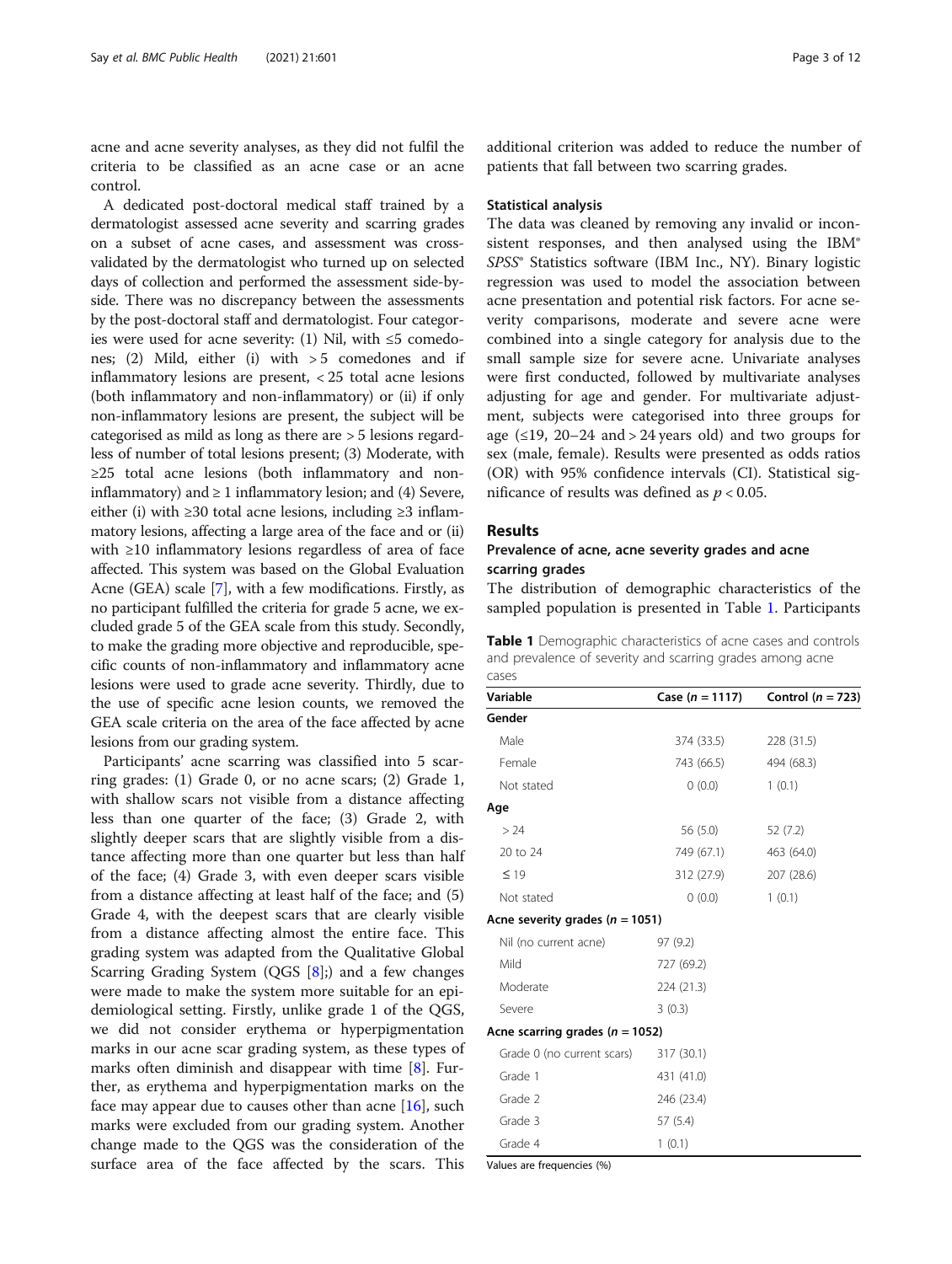acne and acne severity analyses, as they did not fulfil the criteria to be classified as an acne case or an acne control.

A dedicated post-doctoral medical staff trained by a dermatologist assessed acne severity and scarring grades on a subset of acne cases, and assessment was cross-validated by the dermatologist who turned up on selected days of collection and performed the assessment side-by-side. There was no discrepancy between the assessments by the post-doctoral staff and dermatologist. Four categories were used for acne severity: (1) Nil, with ≤5 comedones; (2) Mild, either (i) with > 5 comedones and if inflammatory lesions are present, < 25 total acne lesions (both inflammatory and non-inflammatory) or (ii) if only non-inflammatory lesions are present, the subject will be categorised as mild as long as there are > 5 lesions regardless of number of total lesions present; (3) Moderate, with ≥25 total acne lesions (both inflammatory and non-inflammatory) and ≥ 1 inflammatory lesion; and (4) Severe, either (i) with ≥30 total acne lesions, including ≥3 inflammatory lesions, affecting a large area of the face and or (ii) with ≥10 inflammatory lesions regardless of area of face affected. This system was based on the Global Evaluation Acne (GEA) scale [7], with a few modifications. Firstly, as no participant fulfilled the criteria for grade 5 acne, we excluded grade 5 of the GEA scale from this study. Secondly, to make the grading more objective and reproducible, specific counts of non-inflammatory and inflammatory acne lesions were used to grade acne severity. Thirdly, due to the use of specific acne lesion counts, we removed the GEA scale criteria on the area of the face affected by acne lesions from our grading system.

Participants' acne scarring was classified into 5 scarring grades: (1) Grade 0, or no acne scars; (2) Grade 1, with shallow scars not visible from a distance affecting less than one quarter of the face; (3) Grade 2, with slightly deeper scars that are slightly visible from a distance affecting more than one quarter but less than half of the face; (4) Grade 3, with even deeper scars visible from a distance affecting at least half of the face; and (5) Grade 4, with the deepest scars that are clearly visible from a distance affecting almost the entire face. This grading system was adapted from the Qualitative Global Scarring Grading System (QGS [8];) and a few changes were made to make the system more suitable for an epidemiological setting. Firstly, unlike grade 1 of the QGS, we did not consider erythema or hyperpigmentation marks in our acne scar grading system, as these types of marks often diminish and disappear with time [8]. Further, as erythema and hyperpigmentation marks on the face may appear due to causes other than acne [16], such marks were excluded from our grading system. Another change made to the QGS was the consideration of the surface area of the face affected by the scars. This additional criterion was added to reduce the number of patients that fall between two scarring grades.

### Statistical analysis

The data was cleaned by removing any invalid or inconsistent responses, and then analysed using the IBM® *SPSS*® Statistics software (IBM Inc., NY). Binary logistic regression was used to model the association between acne presentation and potential risk factors. For acne severity comparisons, moderate and severe acne were combined into a single category for analysis due to the small sample size for severe acne. Univariate analyses were first conducted, followed by multivariate analyses adjusting for age and gender. For multivariate adjustment, subjects were categorised into three groups for age (≤19, 20–24 and > 24 years old) and two groups for sex (male, female). Results were presented as odds ratios (OR) with 95% confidence intervals (CI). Statistical significance of results was defined as $p < 0.05$.

## Results

### Prevalence of acne, acne severity grades and acne scarring grades

The distribution of demographic characteristics of the sampled population is presented in Table 1. Participants

**Table 1** Demographic characteristics of acne cases and controls and prevalence of severity and scarring grades among acne cases

| Variable | Case (*n* = 1117) | Control (*n* = 723) |
|---|---|---|
| **Gender** | | |
| Male | 374 (33.5) | 228 (31.5) |
| Female | 743 (66.5) | 494 (68.3) |
| Not stated | 0 (0.0) | 1 (0.1) |
| **Age** | | |
| > 24 | 56 (5.0) | 52 (7.2) |
| 20 to 24 | 749 (67.1) | 463 (64.0) |
| ≤ 19 | 312 (27.9) | 207 (28.6) |
| Not stated | 0 (0.0) | 1 (0.1) |
| **Acne severity grades (*n* = 1051)** | | |
| Nil (no current acne) | 97 (9.2) | |
| Mild | 727 (69.2) | |
| Moderate | 224 (21.3) | |
| Severe | 3 (0.3) | |
| **Acne scarring grades (*n* = 1052)** | | |
| Grade 0 (no current scars) | 317 (30.1) | |
| Grade 1 | 431 (41.0) | |
| Grade 2 | 246 (23.4) | |
| Grade 3 | 57 (5.4) | |
| Grade 4 | 1 (0.1) | |

Values are frequencies (%)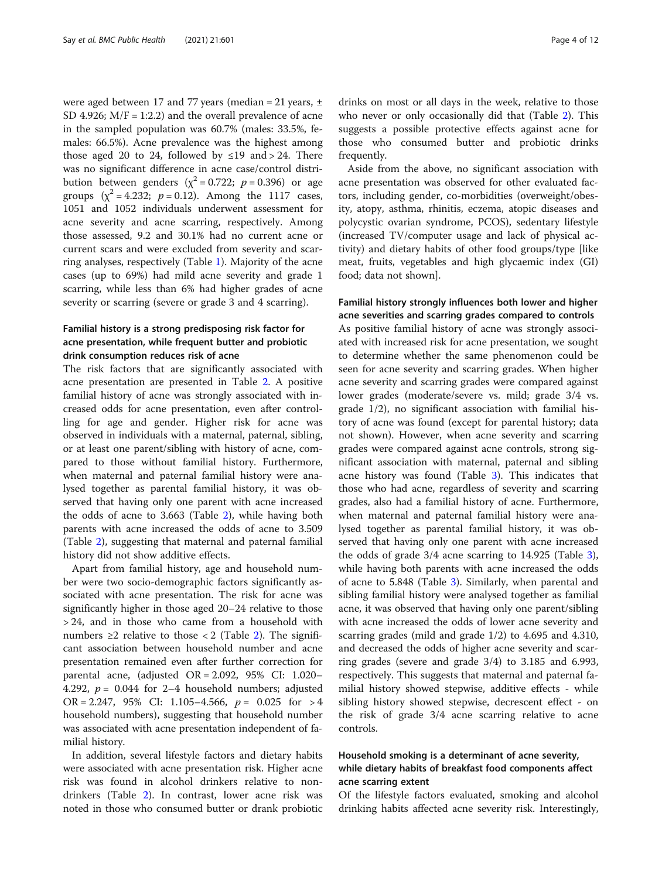were aged between 17 and 77 years (median = 21 years, ± SD 4.926; M/F = 1:2.2) and the overall prevalence of acne in the sampled population was 60.7% (males: 33.5%, females: 66.5%). Acne prevalence was the highest among those aged 20 to 24, followed by ≤19 and > 24. There was no significant difference in acne case/control distribution between genders ($\chi^2 = 0.722$; $p = 0.396$) or age groups ($\chi^2 = 4.232$; $p = 0.12$). Among the 1117 cases, 1051 and 1052 individuals underwent assessment for acne severity and acne scarring, respectively. Among those assessed, 9.2 and 30.1% had no current acne or current scars and were excluded from severity and scarring analyses, respectively (Table 1). Majority of the acne cases (up to 69%) had mild acne severity and grade 1 scarring, while less than 6% had higher grades of acne severity or scarring (severe or grade 3 and 4 scarring).

## Familial history is a strong predisposing risk factor for acne presentation, while frequent butter and probiotic drink consumption reduces risk of acne

The risk factors that are significantly associated with acne presentation are presented in Table 2. A positive familial history of acne was strongly associated with increased odds for acne presentation, even after controlling for age and gender. Higher risk for acne was observed in individuals with a maternal, paternal, sibling, or at least one parent/sibling with history of acne, compared to those without familial history. Furthermore, when maternal and paternal familial history were analysed together as parental familial history, it was observed that having only one parent with acne increased the odds of acne to 3.663 (Table 2), while having both parents with acne increased the odds of acne to 3.509 (Table 2), suggesting that maternal and paternal familial history did not show additive effects.

Apart from familial history, age and household number were two socio-demographic factors significantly associated with acne presentation. The risk for acne was significantly higher in those aged 20–24 relative to those > 24, and in those who came from a household with numbers ≥2 relative to those < 2 (Table 2). The significant association between household number and acne presentation remained even after further correction for parental acne, (adjusted OR = 2.092, 95% CI: 1.020–4.292, $p = 0.044$ for 2–4 household numbers; adjusted OR = 2.247, 95% CI: 1.105–4.566, $p = 0.025$ for > 4 household numbers), suggesting that household number was associated with acne presentation independent of familial history.

In addition, several lifestyle factors and dietary habits were associated with acne presentation risk. Higher acne risk was found in alcohol drinkers relative to non-drinkers (Table 2). In contrast, lower acne risk was noted in those who consumed butter or drank probiotic drinks on most or all days in the week, relative to those who never or only occasionally did that (Table 2). This suggests a possible protective effects against acne for those who consumed butter and probiotic drinks frequently.

Aside from the above, no significant association with acne presentation was observed for other evaluated factors, including gender, co-morbidities (overweight/obesity, atopy, asthma, rhinitis, eczema, atopic diseases and polycystic ovarian syndrome, PCOS), sedentary lifestyle (increased TV/computer usage and lack of physical activity) and dietary habits of other food groups/type [like meat, fruits, vegetables and high glycaemic index (GI) food; data not shown].

## Familial history strongly influences both lower and higher acne severities and scarring grades compared to controls

As positive familial history of acne was strongly associated with increased risk for acne presentation, we sought to determine whether the same phenomenon could be seen for acne severity and scarring grades. When higher acne severity and scarring grades were compared against lower grades (moderate/severe vs. mild; grade 3/4 vs. grade 1/2), no significant association with familial history of acne was found (except for parental history; data not shown). However, when acne severity and scarring grades were compared against acne controls, strong significant association with maternal, paternal and sibling acne history was found (Table 3). This indicates that those who had acne, regardless of severity and scarring grades, also had a familial history of acne. Furthermore, when maternal and paternal familial history were analysed together as parental familial history, it was observed that having only one parent with acne increased the odds of grade 3/4 acne scarring to 14.925 (Table 3), while having both parents with acne increased the odds of acne to 5.848 (Table 3). Similarly, when parental and sibling familial history were analysed together as familial acne, it was observed that having only one parent/sibling with acne increased the odds of lower acne severity and scarring grades (mild and grade 1/2) to 4.695 and 4.310, and decreased the odds of higher acne severity and scarring grades (severe and grade 3/4) to 3.185 and 6.993, respectively. This suggests that maternal and paternal familial history showed stepwise, additive effects - while sibling history showed stepwise, decrescent effect - on the risk of grade 3/4 acne scarring relative to acne controls.

## Household smoking is a determinant of acne severity, while dietary habits of breakfast food components affect acne scarring extent

Of the lifestyle factors evaluated, smoking and alcohol drinking habits affected acne severity risk. Interestingly,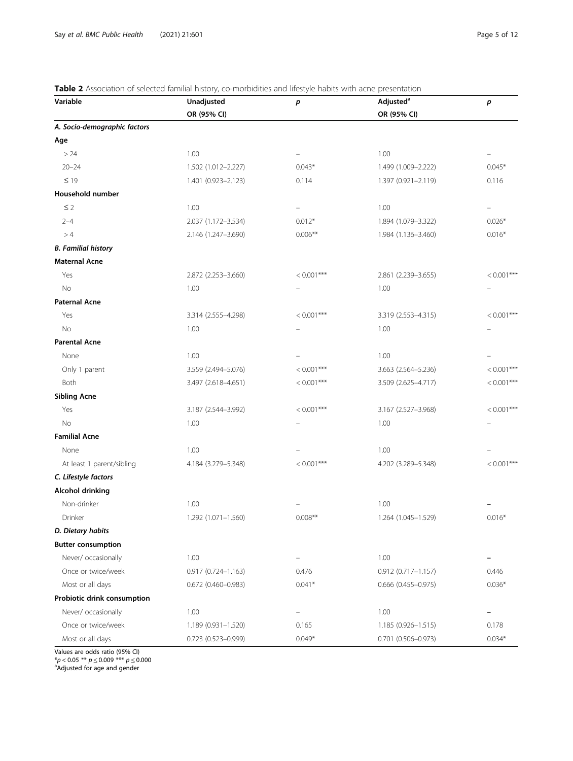**Table 2** Association of selected familial history, co-morbidities and lifestyle habits with acne presentation

| Variable | Unadjusted OR (95% CI) | *p* | Adjusted[a] OR (95% CI) | *p* |
|---|---|---|---|---|
| ***A. Socio-demographic factors*** | | | | |
| **Age** | | | | |
| > 24 | 1.00 | – | 1.00 | – |
| 20–24 | 1.502 (1.012–2.227) | 0.043* | 1.499 (1.009–2.222) | 0.045* |
| ≤ 19 | 1.401 (0.923–2.123) | 0.114 | 1.397 (0.921–2.119) | 0.116 |
| **Household number** | | | | |
| ≤ 2 | 1.00 | – | 1.00 | – |
| 2–4 | 2.037 (1.172–3.534) | 0.012* | 1.894 (1.079–3.322) | 0.026* |
| > 4 | 2.146 (1.247–3.690) | 0.006** | 1.984 (1.136–3.460) | 0.016* |
| ***B. Familial history*** | | | | |
| **Maternal Acne** | | | | |
| Yes | 2.872 (2.253–3.660) | < 0.001*** | 2.861 (2.239–3.655) | < 0.001*** |
| No | 1.00 | – | 1.00 | – |
| **Paternal Acne** | | | | |
| Yes | 3.314 (2.555–4.298) | < 0.001*** | 3.319 (2.553–4.315) | < 0.001*** |
| No | 1.00 | – | 1.00 | – |
| **Parental Acne** | | | | |
| None | 1.00 | – | 1.00 | – |
| Only 1 parent | 3.559 (2.494–5.076) | < 0.001*** | 3.663 (2.564–5.236) | < 0.001*** |
| Both | 3.497 (2.618–4.651) | < 0.001*** | 3.509 (2.625–4.717) | < 0.001*** |
| **Sibling Acne** | | | | |
| Yes | 3.187 (2.544–3.992) | < 0.001*** | 3.167 (2.527–3.968) | < 0.001*** |
| No | 1.00 | – | 1.00 | – |
| **Familial Acne** | | | | |
| None | 1.00 | – | 1.00 | – |
| At least 1 parent/sibling | 4.184 (3.279–5.348) | < 0.001*** | 4.202 (3.289–5.348) | < 0.001*** |
| ***C. Lifestyle factors*** | | | | |
| **Alcohol drinking** | | | | |
| Non-drinker | 1.00 | – | 1.00 | – |
| Drinker | 1.292 (1.071–1.560) | 0.008** | 1.264 (1.045–1.529) | 0.016* |
| ***D. Dietary habits*** | | | | |
| **Butter consumption** | | | | |
| Never/ occasionally | 1.00 | – | 1.00 | – |
| Once or twice/week | 0.917 (0.724–1.163) | 0.476 | 0.912 (0.717–1.157) | 0.446 |
| Most or all days | 0.672 (0.460–0.983) | 0.041* | 0.666 (0.455–0.975) | 0.036* |
| **Probiotic drink consumption** | | | | |
| Never/ occasionally | 1.00 | – | 1.00 | – |
| Once or twice/week | 1.189 (0.931–1.520) | 0.165 | 1.185 (0.926–1.515) | 0.178 |
| Most or all days | 0.723 (0.523–0.999) | 0.049* | 0.701 (0.506–0.973) | 0.034* |

Values are odds ratio (95% CI)
*$p < 0.05$ ** $p \leq 0.009$ *** $p \leq 0.000$
[a]Adjusted for age and gender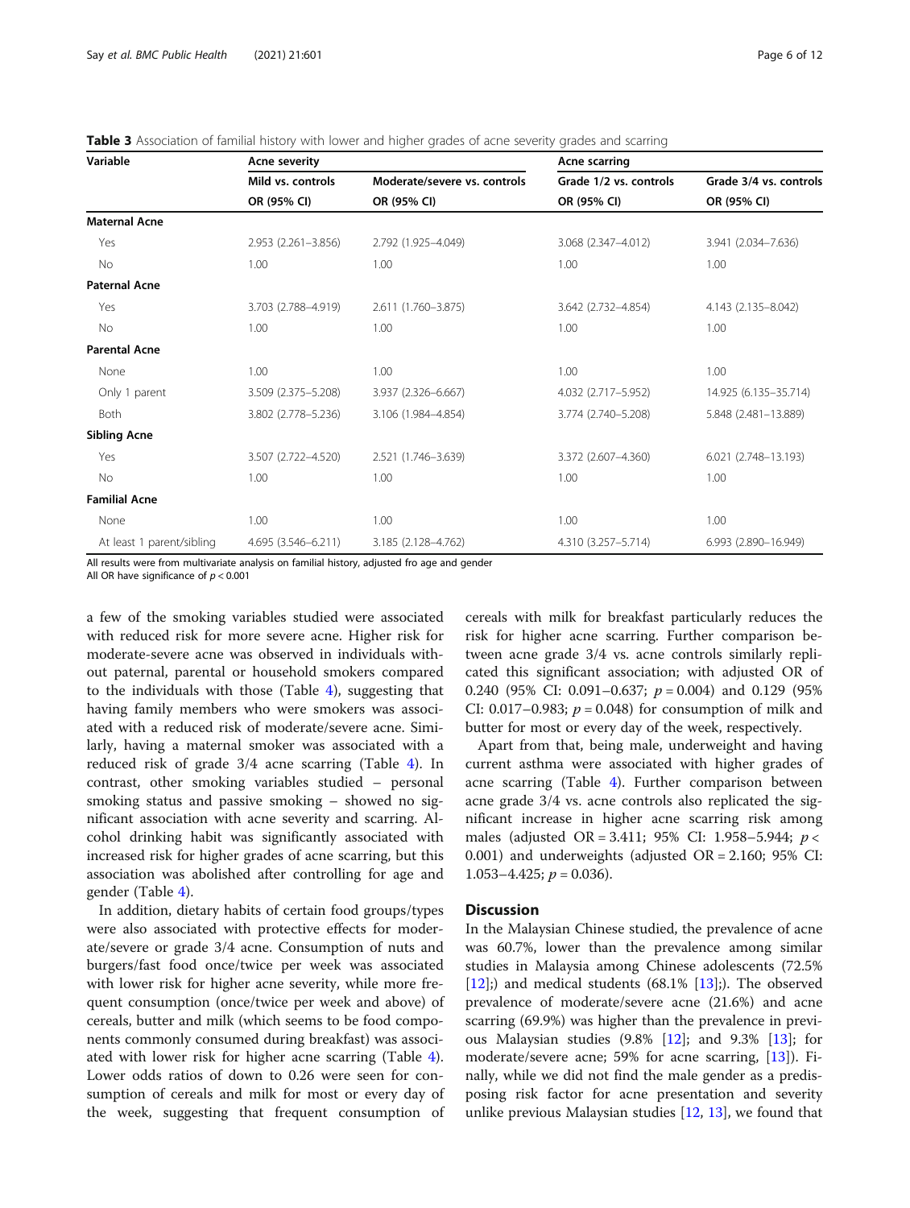**Table 3** Association of familial history with lower and higher grades of acne severity grades and scarring

| Variable | Acne severity | | Acne scarring | |
|---|---|---|---|---|
| | Mild vs. controls | Moderate/severe vs. controls | Grade 1/2 vs. controls | Grade 3/4 vs. controls |
| | OR (95% CI) | OR (95% CI) | OR (95% CI) | OR (95% CI) |
| **Maternal Acne** | | | | |
| Yes | 2.953 (2.261–3.856) | 2.792 (1.925–4.049) | 3.068 (2.347–4.012) | 3.941 (2.034–7.636) |
| No | 1.00 | 1.00 | 1.00 | 1.00 |
| **Paternal Acne** | | | | |
| Yes | 3.703 (2.788–4.919) | 2.611 (1.760–3.875) | 3.642 (2.732–4.854) | 4.143 (2.135–8.042) |
| No | 1.00 | 1.00 | 1.00 | 1.00 |
| **Parental Acne** | | | | |
| None | 1.00 | 1.00 | 1.00 | 1.00 |
| Only 1 parent | 3.509 (2.375–5.208) | 3.937 (2.326–6.667) | 4.032 (2.717–5.952) | 14.925 (6.135–35.714) |
| Both | 3.802 (2.778–5.236) | 3.106 (1.984–4.854) | 3.774 (2.740–5.208) | 5.848 (2.481–13.889) |
| **Sibling Acne** | | | | |
| Yes | 3.507 (2.722–4.520) | 2.521 (1.746–3.639) | 3.372 (2.607–4.360) | 6.021 (2.748–13.193) |
| No | 1.00 | 1.00 | 1.00 | 1.00 |
| **Familial Acne** | | | | |
| None | 1.00 | 1.00 | 1.00 | 1.00 |
| At least 1 parent/sibling | 4.695 (3.546–6.211) | 3.185 (2.128–4.762) | 4.310 (3.257–5.714) | 6.993 (2.890–16.949) |

All results were from multivariate analysis on familial history, adjusted fro age and gender
All OR have significance of $p < 0.001$

a few of the smoking variables studied were associated with reduced risk for more severe acne. Higher risk for moderate-severe acne was observed in individuals without paternal, parental or household smokers compared to the individuals with those (Table 4), suggesting that having family members who were smokers was associated with a reduced risk of moderate/severe acne. Similarly, having a maternal smoker was associated with a reduced risk of grade 3/4 acne scarring (Table 4). In contrast, other smoking variables studied – personal smoking status and passive smoking – showed no significant association with acne severity and scarring. Alcohol drinking habit was significantly associated with increased risk for higher grades of acne scarring, but this association was abolished after controlling for age and gender (Table 4).

In addition, dietary habits of certain food groups/types were also associated with protective effects for moderate/severe or grade 3/4 acne. Consumption of nuts and burgers/fast food once/twice per week was associated with lower risk for higher acne severity, while more frequent consumption (once/twice per week and above) of cereals, butter and milk (which seems to be food components commonly consumed during breakfast) was associated with lower risk for higher acne scarring (Table 4). Lower odds ratios of down to 0.26 were seen for consumption of cereals and milk for most or every day of the week, suggesting that frequent consumption of cereals with milk for breakfast particularly reduces the risk for higher acne scarring. Further comparison between acne grade 3/4 vs. acne controls similarly replicated this significant association; with adjusted OR of 0.240 (95% CI: 0.091–0.637; $p = 0.004$) and 0.129 (95% CI: 0.017–0.983; $p = 0.048$) for consumption of milk and butter for most or every day of the week, respectively.

Apart from that, being male, underweight and having current asthma were associated with higher grades of acne scarring (Table 4). Further comparison between acne grade 3/4 vs. acne controls also replicated the significant increase in higher acne scarring risk among males (adjusted OR = 3.411; 95% CI: 1.958–5.944; $p < 0.001$) and underweights (adjusted OR = 2.160; 95% CI: 1.053–4.425; $p = 0.036$).

## Discussion

In the Malaysian Chinese studied, the prevalence of acne was 60.7%, lower than the prevalence among similar studies in Malaysia among Chinese adolescents (72.5% [12];) and medical students (68.1% [13];). The observed prevalence of moderate/severe acne (21.6%) and acne scarring (69.9%) was higher than the prevalence in previous Malaysian studies (9.8% [12]; and 9.3% [13]; for moderate/severe acne; 59% for acne scarring, [13]). Finally, while we did not find the male gender as a predisposing risk factor for acne presentation and severity unlike previous Malaysian studies [12, 13], we found that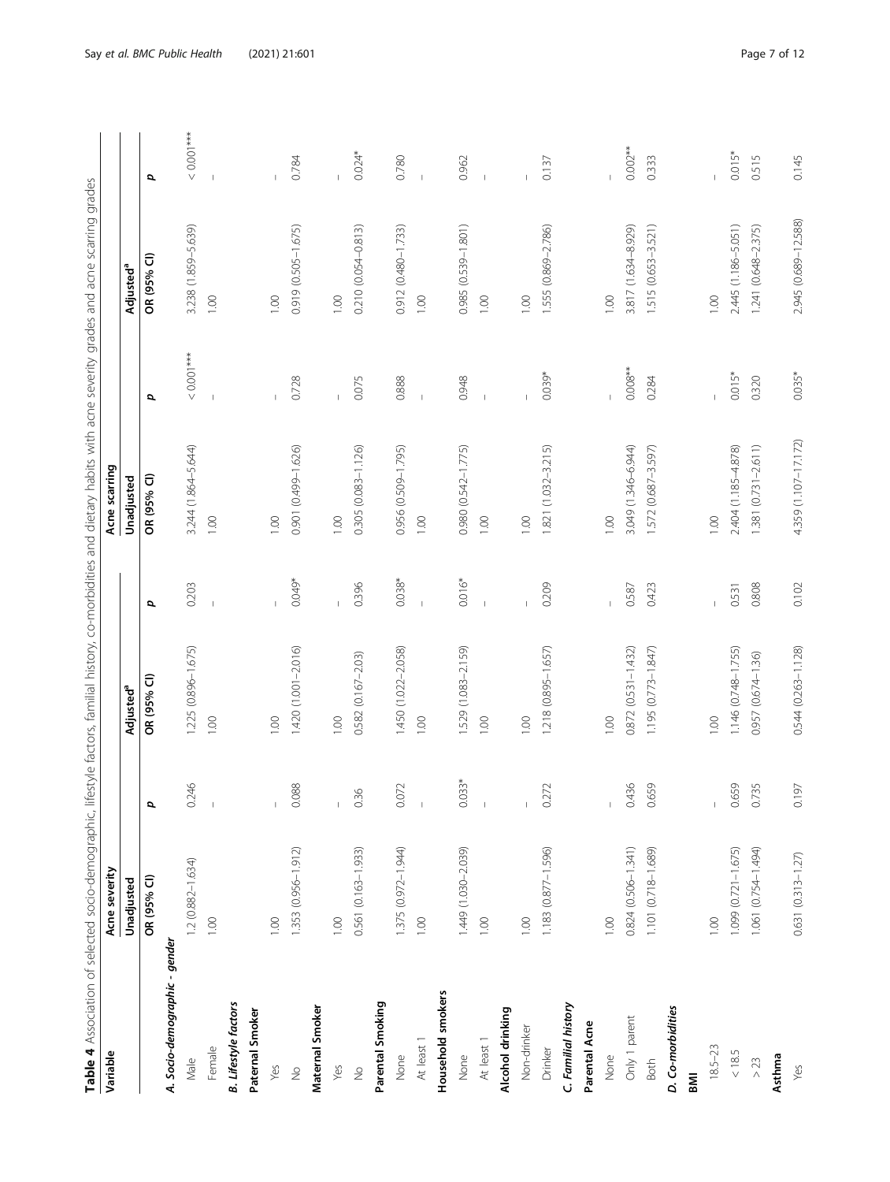**Table 4** Association of selected socio-demographic, lifestyle factors, familial history, co-morbidities and dietary habits with acne severity grades and acne scarring grades

| Variable | Acne severity | | | | Acne scarring | | | |
|---|---|---|---|---|---|---|---|---|
| | Unadjusted | | Adjusted[a] | | Unadjusted | | Adjusted[a] | |
| | OR (95% CI) | p | OR (95% CI) | p | OR (95% CI) | p | OR (95% CI) | p |
| ***A. Socio-demographic - gender*** | | | | | | | | |
| Male | 1.2 (0.882–1.634) | 0.246 | 1.225 (0.896–1.675) | 0.203 | 3.244 (1.864–5.644) | < 0.001*** | 3.238 (1.859–5.639) | < 0.001*** |
| Female | 1.00 | – | 1.00 | – | 1.00 | – | 1.00 | – |
| ***B. Lifestyle factors*** | | | | | | | | |
| **Paternal Smoker** | | | | | | | | |
| Yes | 1.00 | – | 1.00 | – | 1.00 | – | 1.00 | – |
| No | 1.353 (0.956–1.912) | 0.088 | 1.420 (1.001–2.016) | 0.049* | 0.901 (0.499–1.626) | 0.728 | 0.919 (0.505–1.675) | 0.784 |
| **Maternal Smoker** | | | | | | | | |
| Yes | 1.00 | – | 1.00 | – | 1.00 | – | 1.00 | – |
| No | 0.561 (0.163–1.933) | 0.36 | 0.582 (0.167–2.03) | 0.396 | 0.305 (0.083–1.126) | 0.075 | 0.210 (0.054–0.813) | 0.024* |
| **Parental Smoking** | | | | | | | | |
| None | 1.375 (0.972–1.944) | 0.072 | 1.450 (1.022–2.058) | 0.038* | 0.956 (0.509–1.795) | 0.888 | 0.912 (0.480–1.733) | 0.780 |
| At least 1 | 1.00 | – | 1.00 | – | 1.00 | – | 1.00 | – |
| **Household smokers** | | | | | | | | |
| None | 1.449 (1.030–2.039) | 0.033* | 1.529 (1.083–2.159) | 0.016* | 0.980 (0.542–1.775) | 0.948 | 0.985 (0.539–1.801) | 0.962 |
| At least 1 | 1.00 | – | 1.00 | – | 1.00 | – | 1.00 | – |
| **Alcohol drinking** | | | | | | | | |
| Non-drinker | 1.00 | – | 1.00 | – | 1.00 | – | 1.00 | – |
| Drinker | 1.183 (0.877–1.596) | 0.272 | 1.218 (0.895–1.657) | 0.209 | 1.821 (1.032–3.215) | 0.039* | 1.555 (0.869–2.786) | 0.137 |
| ***C. Familial history*** | | | | | | | | |
| **Parental Acne** | | | | | | | | |
| None | 1.00 | – | 1.00 | – | 1.00 | – | 1.00 | – |
| Only 1 parent | 0.824 (0.506–1.341) | 0.436 | 0.872 (0.531–1.432) | 0.587 | 3.049 (1.346–6.944) | 0.008** | 3.817 (1.634–8.929) | 0.002** |
| Both | 1.101 (0.718–1.689) | 0.659 | 1.195 (0.773–1.847) | 0.423 | 1.572 (0.687–3.597) | 0.284 | 1.515 (0.653–3.521) | 0.333 |
| ***D. Co-morbidities*** | | | | | | | | |
| **BMI** | | | | | | | | |
| 18.5–23 | 1.00 | – | 1.00 | – | 1.00 | – | 1.00 | – |
| < 18.5 | 1.099 (0.721–1.675) | 0.659 | 1.146 (0.748–1.755) | 0.531 | 2.404 (1.185–4.878) | 0.015* | 2.445 (1.186–5.051) | 0.015* |
| > 23 | 1.061 (0.754–1.494) | 0.735 | 0.957 (0.674–1.36) | 0.808 | 1.381 (0.731–2.611) | 0.320 | 1.241 (0.648–2.375) | 0.515 |
| **Asthma** | | | | | | | | |
| Yes | 0.631 (0.313–1.27) | 0.197 | 0.544 (0.263–1.128) | 0.102 | 4.359 (1.107–17.172) | 0.035* | 2.945 (0.689–12.588) | 0.145 |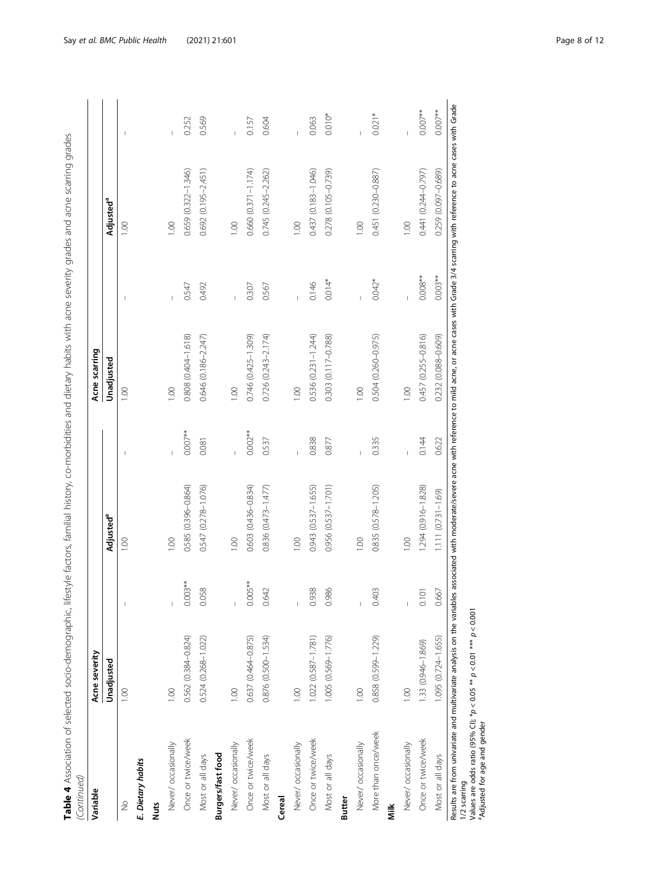**Table 4** Association of selected socio-demographic, lifestyle factors, familial history, co-morbidities and dietary habits with acne severity grades and acne scarring grades *(Continued)*

| Variable | Acne severity | | | | Acne scarring | | | |
|---|---|---|---|---|---|---|---|---|
| | Unadjusted | | Adjusted[a] | | Unadjusted | | Adjusted[a] | |
| No | 1.00 | – | 1.00 | – | 1.00 | – | 1.00 | – |
| ***E. Dietary habits*** | | | | | | | | |
| **Nuts** | | | | | | | | |
| Never/ occasionally | 1.00 | – | 1.00 | – | 1.00 | – | 1.00 | – |
| Once or twice/week | 0.562 (0.384–0.824) | 0.003** | 0.585 (0.396–0.864) | 0.007** | 0.808 (0.404–1.618) | 0.547 | 0.659 (0.322–1.346) | 0.252 |
| Most or all days | 0.524 (0.268–1.022) | 0.058 | 0.547 (0.278–1.076) | 0.081 | 0.646 (0.186–2.247) | 0.492 | 0.692 (0.195–2.451) | 0.569 |
| **Burgers/fast food** | | | | | | | | |
| Never/ occasionally | 1.00 | – | 1.00 | – | 1.00 | – | 1.00 | – |
| Once or twice/week | 0.637 (0.464–0.875) | 0.005** | 0.603 (0.436–0.834) | 0.002** | 0.746 (0.425–1.309) | 0.307 | 0.660 (0.371–1.174) | 0.157 |
| Most or all days | 0.876 (0.500–1.534) | 0.642 | 0.836 (0.473–1.477) | 0.537 | 0.726 (0.243–2.174) | 0.567 | 0.745 (0.245–2.262) | 0.604 |
| **Cereal** | | | | | | | | |
| Never/ occasionally | 1.00 | – | 1.00 | – | 1.00 | – | 1.00 | – |
| Once or twice/week | 1.022 (0.587–1.781) | 0.938 | 0.943 (0.537–1.655) | 0.838 | 0.536 (0.231–1.244) | 0.146 | 0.437 (0.183–1.046) | 0.063 |
| Most or all days | 1.005 (0.569–1.776) | 0.986 | 0.956 (0.537–1.701) | 0.877 | 0.303 (0.117–0.788) | 0.014* | 0.278 (0.105–0.739) | 0.010* |
| **Butter** | | | | | | | | |
| Never/ occasionally | 1.00 | – | 1.00 | – | 1.00 | – | 1.00 | – |
| More than once/week | 0.858 (0.599–1.229) | 0.403 | 0.835 (0.578–1.205) | 0.335 | 0.504 (0.260–0.975) | 0.042* | 0.451 (0.230–0.887) | 0.021* |
| **Milk** | | | | | | | | |
| Never/ occasionally | 1.00 | – | 1.00 | – | 1.00 | – | 1.00 | – |
| Once or twice/week | 1.33 (0.946–1.869) | 0.101 | 1.294 (0.916–1.828) | 0.144 | 0.457 (0.255–0.816) | 0.008** | 0.441 (0.244–0.797) | 0.007** |
| Most or all days | 1.095 (0.724–1.655) | 0.667 | 1.111 (0.731–1.69) | 0.622 | 0.232 (0.088–0.609) | 0.003** | 0.259 (0.097–0.689) | 0.007** |

Results are from univariate and multivariate analysis on the variables associated with moderate/severe acne with reference to mild acne, or acne cases with Grade 3/4 scarring with reference to acne cases with Grade 1/2 scarring

Values are odds ratio (95% CI); *$p < 0.05$ ** $p < 0.01$ *** $p < 0.001$

[a]Adjusted for age and gender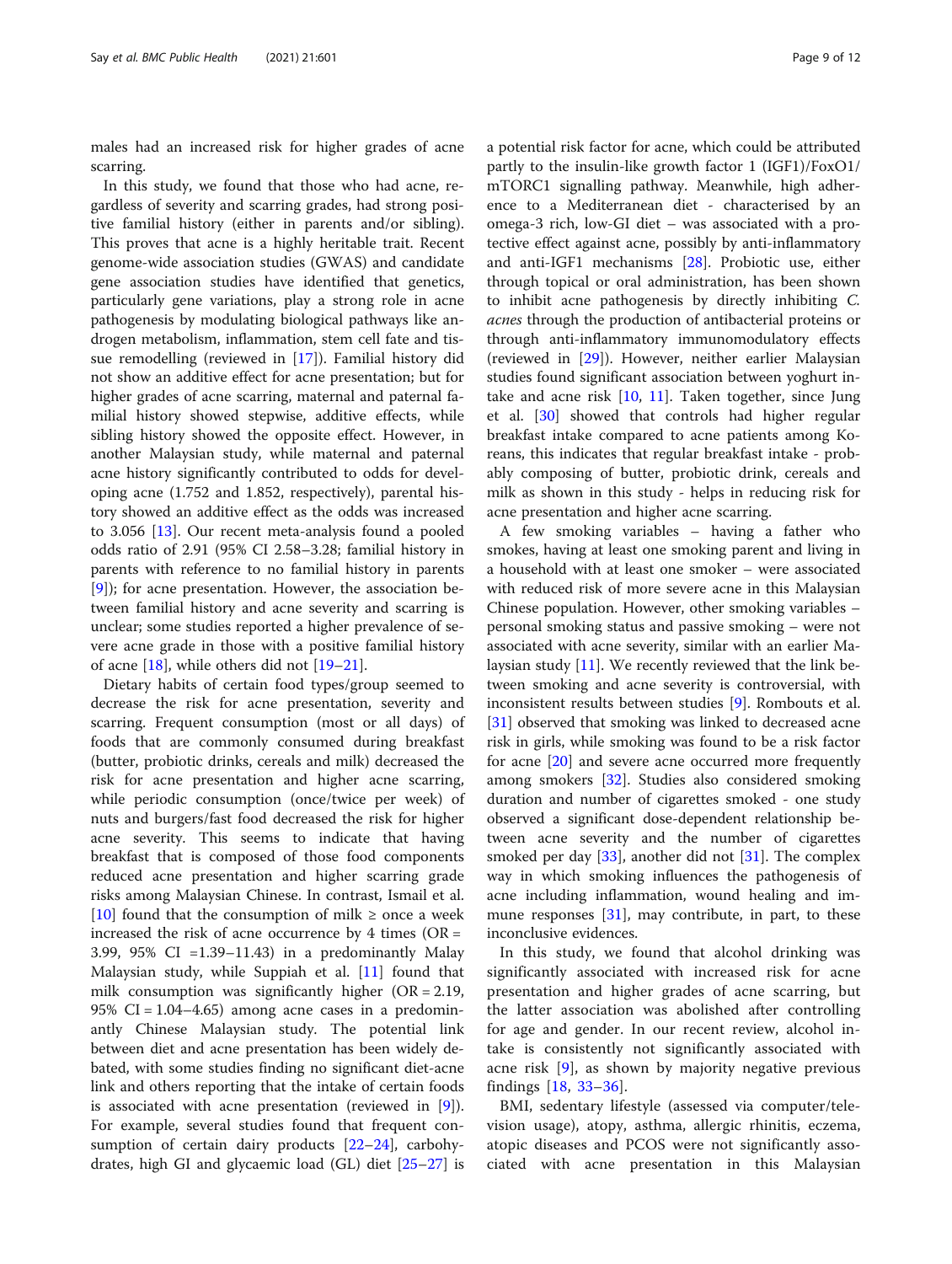males had an increased risk for higher grades of acne scarring.

In this study, we found that those who had acne, regardless of severity and scarring grades, had strong positive familial history (either in parents and/or sibling). This proves that acne is a highly heritable trait. Recent genome-wide association studies (GWAS) and candidate gene association studies have identified that genetics, particularly gene variations, play a strong role in acne pathogenesis by modulating biological pathways like androgen metabolism, inflammation, stem cell fate and tissue remodelling (reviewed in [17]). Familial history did not show an additive effect for acne presentation; but for higher grades of acne scarring, maternal and paternal familial history showed stepwise, additive effects, while sibling history showed the opposite effect. However, in another Malaysian study, while maternal and paternal acne history significantly contributed to odds for developing acne (1.752 and 1.852, respectively), parental history showed an additive effect as the odds was increased to 3.056 [13]. Our recent meta-analysis found a pooled odds ratio of 2.91 (95% CI 2.58–3.28; familial history in parents with reference to no familial history in parents [9]); for acne presentation. However, the association between familial history and acne severity and scarring is unclear; some studies reported a higher prevalence of severe acne grade in those with a positive familial history of acne [18], while others did not [19–21].

Dietary habits of certain food types/group seemed to decrease the risk for acne presentation, severity and scarring. Frequent consumption (most or all days) of foods that are commonly consumed during breakfast (butter, probiotic drinks, cereals and milk) decreased the risk for acne presentation and higher acne scarring, while periodic consumption (once/twice per week) of nuts and burgers/fast food decreased the risk for higher acne severity. This seems to indicate that having breakfast that is composed of those food components reduced acne presentation and higher scarring grade risks among Malaysian Chinese. In contrast, Ismail et al. [10] found that the consumption of milk ≥ once a week increased the risk of acne occurrence by 4 times (OR = 3.99, 95% CI =1.39–11.43) in a predominantly Malay Malaysian study, while Suppiah et al. [11] found that milk consumption was significantly higher (OR = 2.19, 95% CI = 1.04–4.65) among acne cases in a predominantly Chinese Malaysian study. The potential link between diet and acne presentation has been widely debated, with some studies finding no significant diet-acne link and others reporting that the intake of certain foods is associated with acne presentation (reviewed in [9]). For example, several studies found that frequent consumption of certain dairy products [22–24], carbohydrates, high GI and glycaemic load (GL) diet [25–27] is a potential risk factor for acne, which could be attributed partly to the insulin-like growth factor 1 (IGF1)/FoxO1/mTORC1 signalling pathway. Meanwhile, high adherence to a Mediterranean diet - characterised by an omega-3 rich, low-GI diet – was associated with a protective effect against acne, possibly by anti-inflammatory and anti-IGF1 mechanisms [28]. Probiotic use, either through topical or oral administration, has been shown to inhibit acne pathogenesis by directly inhibiting *C. acnes* through the production of antibacterial proteins or through anti-inflammatory immunomodulatory effects (reviewed in [29]). However, neither earlier Malaysian studies found significant association between yoghurt intake and acne risk [10, 11]. Taken together, since Jung et al. [30] showed that controls had higher regular breakfast intake compared to acne patients among Koreans, this indicates that regular breakfast intake - probably composing of butter, probiotic drink, cereals and milk as shown in this study - helps in reducing risk for acne presentation and higher acne scarring.

A few smoking variables – having a father who smokes, having at least one smoking parent and living in a household with at least one smoker – were associated with reduced risk of more severe acne in this Malaysian Chinese population. However, other smoking variables – personal smoking status and passive smoking – were not associated with acne severity, similar with an earlier Malaysian study [11]. We recently reviewed that the link between smoking and acne severity is controversial, with inconsistent results between studies [9]. Rombouts et al. [31] observed that smoking was linked to decreased acne risk in girls, while smoking was found to be a risk factor for acne [20] and severe acne occurred more frequently among smokers [32]. Studies also considered smoking duration and number of cigarettes smoked - one study observed a significant dose-dependent relationship between acne severity and the number of cigarettes smoked per day [33], another did not [31]. The complex way in which smoking influences the pathogenesis of acne including inflammation, wound healing and immune responses [31], may contribute, in part, to these inconclusive evidences.

In this study, we found that alcohol drinking was significantly associated with increased risk for acne presentation and higher grades of acne scarring, but the latter association was abolished after controlling for age and gender. In our recent review, alcohol intake is consistently not significantly associated with acne risk [9], as shown by majority negative previous findings [18, 33–36].

BMI, sedentary lifestyle (assessed via computer/television usage), atopy, asthma, allergic rhinitis, eczema, atopic diseases and PCOS were not significantly associated with acne presentation in this Malaysian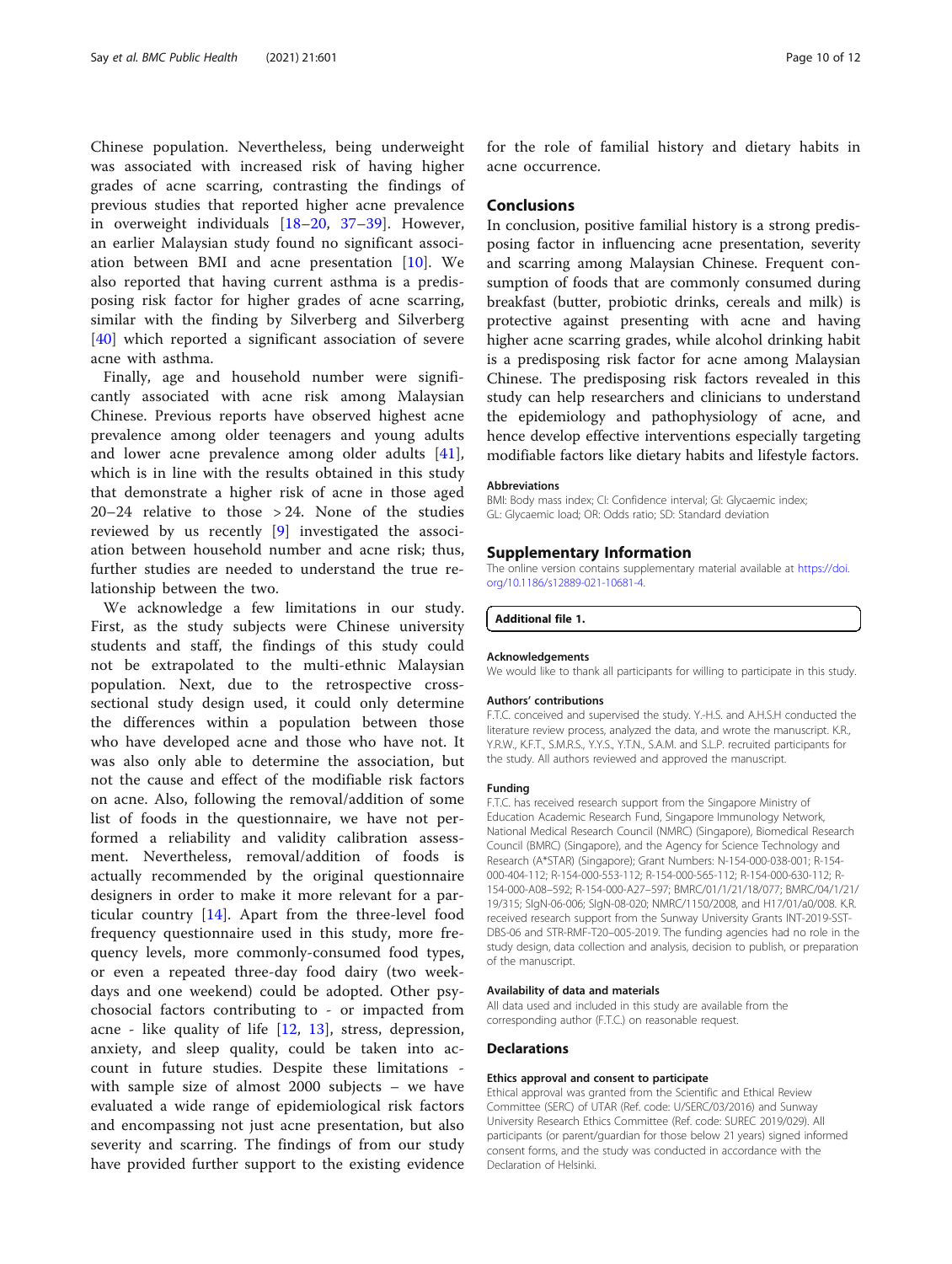Chinese population. Nevertheless, being underweight was associated with increased risk of having higher grades of acne scarring, contrasting the findings of previous studies that reported higher acne prevalence in overweight individuals [18–20, 37–39]. However, an earlier Malaysian study found no significant association between BMI and acne presentation [10]. We also reported that having current asthma is a predisposing risk factor for higher grades of acne scarring, similar with the finding by Silverberg and Silverberg [40] which reported a significant association of severe acne with asthma.

Finally, age and household number were significantly associated with acne risk among Malaysian Chinese. Previous reports have observed highest acne prevalence among older teenagers and young adults and lower acne prevalence among older adults [41], which is in line with the results obtained in this study that demonstrate a higher risk of acne in those aged 20–24 relative to those > 24. None of the studies reviewed by us recently [9] investigated the association between household number and acne risk; thus, further studies are needed to understand the true relationship between the two.

We acknowledge a few limitations in our study. First, as the study subjects were Chinese university students and staff, the findings of this study could not be extrapolated to the multi-ethnic Malaysian population. Next, due to the retrospective cross-sectional study design used, it could only determine the differences within a population between those who have developed acne and those who have not. It was also only able to determine the association, but not the cause and effect of the modifiable risk factors on acne. Also, following the removal/addition of some list of foods in the questionnaire, we have not performed a reliability and validity calibration assessment. Nevertheless, removal/addition of foods is actually recommended by the original questionnaire designers in order to make it more relevant for a particular country [14]. Apart from the three-level food frequency questionnaire used in this study, more frequency levels, more commonly-consumed food types, or even a repeated three-day food dairy (two weekdays and one weekend) could be adopted. Other psychosocial factors contributing to - or impacted from acne - like quality of life [12, 13], stress, depression, anxiety, and sleep quality, could be taken into account in future studies. Despite these limitations - with sample size of almost 2000 subjects – we have evaluated a wide range of epidemiological risk factors and encompassing not just acne presentation, but also severity and scarring. The findings of from our study have provided further support to the existing evidence for the role of familial history and dietary habits in acne occurrence.

## Conclusions

In conclusion, positive familial history is a strong predisposing factor in influencing acne presentation, severity and scarring among Malaysian Chinese. Frequent consumption of foods that are commonly consumed during breakfast (butter, probiotic drinks, cereals and milk) is protective against presenting with acne and having higher acne scarring grades, while alcohol drinking habit is a predisposing risk factor for acne among Malaysian Chinese. The predisposing risk factors revealed in this study can help researchers and clinicians to understand the epidemiology and pathophysiology of acne, and hence develop effective interventions especially targeting modifiable factors like dietary habits and lifestyle factors.

#### Abbreviations

BMI: Body mass index; CI: Confidence interval; GI: Glycaemic index; GL: Glycaemic load; OR: Odds ratio; SD: Standard deviation

## Supplementary Information

The online version contains supplementary material available at https://doi.org/10.1186/s12889-021-10681-4.

**Additional file 1.**

#### Acknowledgements

We would like to thank all participants for willing to participate in this study.

#### Authors' contributions

F.T.C. conceived and supervised the study. Y.-H.S. and A.H.S.H conducted the literature review process, analyzed the data, and wrote the manuscript. K.R., Y.R.W., K.F.T., S.M.R.S., Y.Y.S., Y.T.N., S.A.M. and S.L.P. recruited participants for the study. All authors reviewed and approved the manuscript.

#### Funding

F.T.C. has received research support from the Singapore Ministry of Education Academic Research Fund, Singapore Immunology Network, National Medical Research Council (NMRC) (Singapore), Biomedical Research Council (BMRC) (Singapore), and the Agency for Science Technology and Research (A*STAR) (Singapore); Grant Numbers: N-154-000-038-001; R-154-000-404-112; R-154-000-553-112; R-154-000-565-112; R-154-000-630-112; R-154-000-A08–592; R-154-000-A27–597; BMRC/01/1/21/18/077; BMRC/04/1/21/19/315; SIgN-06-006; SIgN-08-020; NMRC/1150/2008, and H17/01/a0/008. K.R. received research support from the Sunway University Grants INT-2019-SST-DBS-06 and STR-RMF-T20–005-2019. The funding agencies had no role in the study design, data collection and analysis, decision to publish, or preparation of the manuscript.

#### Availability of data and materials

All data used and included in this study are available from the corresponding author (F.T.C.) on reasonable request.

## Declarations

#### Ethics approval and consent to participate

Ethical approval was granted from the Scientific and Ethical Review Committee (SERC) of UTAR (Ref. code: U/SERC/03/2016) and Sunway University Research Ethics Committee (Ref. code: SUREC 2019/029). All participants (or parent/guardian for those below 21 years) signed informed consent forms, and the study was conducted in accordance with the Declaration of Helsinki.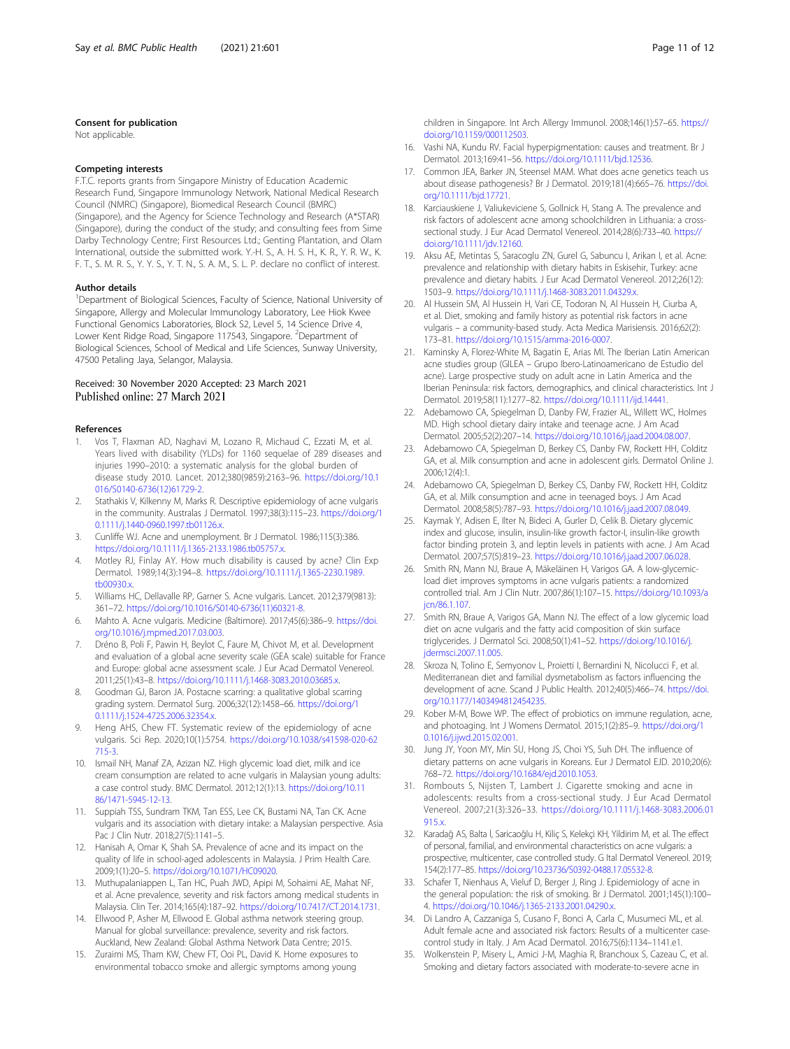### Consent for publication

Not applicable.

### Competing interests

F.T.C. reports grants from Singapore Ministry of Education Academic Research Fund, Singapore Immunology Network, National Medical Research Council (NMRC) (Singapore), Biomedical Research Council (BMRC) (Singapore), and the Agency for Science Technology and Research (A*STAR) (Singapore), during the conduct of the study; and consulting fees from Sime Darby Technology Centre; First Resources Ltd.; Genting Plantation, and Olam International, outside the submitted work. Y.-H. S., A. H. S. H., K. R., Y. R. W., K. F. T., S. M. R. S., Y. Y. S., Y. T. N., S. A. M., S. L. P. declare no conflict of interest.

### Author details

[1]Department of Biological Sciences, Faculty of Science, National University of Singapore, Allergy and Molecular Immunology Laboratory, Lee Hiok Kwee Functional Genomics Laboratories, Block S2, Level 5, 14 Science Drive 4, Lower Kent Ridge Road, Singapore 117543, Singapore. [2]Department of Biological Sciences, School of Medical and Life Sciences, Sunway University, 47500 Petaling Jaya, Selangor, Malaysia.

Received: 30 November 2020 Accepted: 23 March 2021
Published online: 27 March 2021

### References

1. Vos T, Flaxman AD, Naghavi M, Lozano R, Michaud C, Ezzati M, et al. Years lived with disability (YLDs) for 1160 sequelae of 289 diseases and injuries 1990–2010: a systematic analysis for the global burden of disease study 2010. Lancet. 2012;380(9859):2163–96. https://doi.org/10.1016/S0140-6736(12)61729-2.
2. Stathakis V, Kilkenny M, Marks R. Descriptive epidemiology of acne vulgaris in the community. Australas J Dermatol. 1997;38(3):115–23. https://doi.org/10.1111/j.1440-0960.1997.tb01126.x.
3. Cunliffe WJ. Acne and unemployment. Br J Dermatol. 1986;115(3):386. https://doi.org/10.1111/j.1365-2133.1986.tb05757.x.
4. Motley RJ, Finlay AY. How much disability is caused by acne? Clin Exp Dermatol. 1989;14(3):194–8. https://doi.org/10.1111/j.1365-2230.1989.tb00930.x.
5. Williams HC, Dellavalle RP, Garner S. Acne vulgaris. Lancet. 2012;379(9813): 361–72. https://doi.org/10.1016/S0140-6736(11)60321-8.
6. Mahto A. Acne vulgaris. Medicine (Baltimore). 2017;45(6):386–9. https://doi.org/10.1016/j.mpmed.2017.03.003.
7. Dréno B, Poli F, Pawin H, Beylot C, Faure M, Chivot M, et al. Development and evaluation of a global acne severity scale (GEA scale) suitable for France and Europe: global acne assessment scale. J Eur Acad Dermatol Venereol. 2011;25(1):43–8. https://doi.org/10.1111/j.1468-3083.2010.03685.x.
8. Goodman GJ, Baron JA. Postacne scarring: a qualitative global scarring grading system. Dermatol Surg. 2006;32(12):1458–66. https://doi.org/10.1111/j.1524-4725.2006.32354.x.
9. Heng AHS, Chew FT. Systematic review of the epidemiology of acne vulgaris. Sci Rep. 2020;10(1):5754. https://doi.org/10.1038/s41598-020-62715-3.
10. Ismail NH, Manaf ZA, Azizan NZ. High glycemic load diet, milk and ice cream consumption are related to acne vulgaris in Malaysian young adults: a case control study. BMC Dermatol. 2012;12(1):13. https://doi.org/10.1186/1471-5945-12-13.
11. Suppiah TSS, Sundram TKM, Tan ESS, Lee CK, Bustami NA, Tan CK. Acne vulgaris and its association with dietary intake: a Malaysian perspective. Asia Pac J Clin Nutr. 2018;27(5):1141–5.
12. Hanisah A, Omar K, Shah SA. Prevalence of acne and its impact on the quality of life in school-aged adolescents in Malaysia. J Prim Health Care. 2009;1(1):20–5. https://doi.org/10.1071/HC09020.
13. Muthupalaniappen L, Tan HC, Puah JWD, Apipi M, Sohaimi AE, Mahat NF, et al. Acne prevalence, severity and risk factors among medical students in Malaysia. Clin Ter. 2014;165(4):187–92. https://doi.org/10.7417/CT.2014.1731.
14. Ellwood P, Asher M, Ellwood E. Global asthma network steering group. Manual for global surveillance: prevalence, severity and risk factors. Auckland, New Zealand: Global Asthma Network Data Centre; 2015.
15. Zuraimi MS, Tham KW, Chew FT, Ooi PL, David K. Home exposures to environmental tobacco smoke and allergic symptoms among young children in Singapore. Int Arch Allergy Immunol. 2008;146(1):57–65. https://doi.org/10.1159/000112503.
16. Vashi NA, Kundu RV. Facial hyperpigmentation: causes and treatment. Br J Dermatol. 2013;169:41–56. https://doi.org/10.1111/bjd.12536.
17. Common JEA, Barker JN, Steensel MAM. What does acne genetics teach us about disease pathogenesis? Br J Dermatol. 2019;181(4):665–76. https://doi.org/10.1111/bjd.17721.
18. Karciauskiene J, Valiukeviciene S, Gollnick H, Stang A. The prevalence and risk factors of adolescent acne among schoolchildren in Lithuania: a cross-sectional study. J Eur Acad Dermatol Venereol. 2014;28(6):733–40. https://doi.org/10.1111/jdv.12160.
19. Aksu AE, Metintas S, Saracoglu ZN, Gurel G, Sabuncu I, Arikan I, et al. Acne: prevalence and relationship with dietary habits in Eskisehir, Turkey: acne prevalence and dietary habits. J Eur Acad Dermatol Venereol. 2012;26(12): 1503–9. https://doi.org/10.1111/j.1468-3083.2011.04329.x.
20. Al Hussein SM, Al Hussein H, Vari CE, Todoran N, Al Hussein H, Ciurba A, et al. Diet, smoking and family history as potential risk factors in acne vulgaris – a community-based study. Acta Medica Marisiensis. 2016;62(2): 173–81. https://doi.org/10.1515/amma-2016-0007.
21. Kaminsky A, Florez-White M, Bagatin E, Arias MI. The Iberian Latin American acne studies group (GILEA – Grupo Ibero-Latinoamericano de Estudio del acne). Large prospective study on adult acne in Latin America and the Iberian Peninsula: risk factors, demographics, and clinical characteristics. Int J Dermatol. 2019;58(11):1277–82. https://doi.org/10.1111/ijd.14441.
22. Adebamowo CA, Spiegelman D, Danby FW, Frazier AL, Willett WC, Holmes MD. High school dietary dairy intake and teenage acne. J Am Acad Dermatol. 2005;52(2):207–14. https://doi.org/10.1016/j.jaad.2004.08.007.
23. Adebamowo CA, Spiegelman D, Berkey CS, Danby FW, Rockett HH, Colditz GA, et al. Milk consumption and acne in adolescent girls. Dermatol Online J. 2006;12(4):1.
24. Adebamowo CA, Spiegelman D, Berkey CS, Danby FW, Rockett HH, Colditz GA, et al. Milk consumption and acne in teenaged boys. J Am Acad Dermatol. 2008;58(5):787–93. https://doi.org/10.1016/j.jaad.2007.08.049.
25. Kaymak Y, Adisen E, Ilter N, Bideci A, Gurler D, Celik B. Dietary glycemic index and glucose, insulin, insulin-like growth factor-I, insulin-like growth factor binding protein 3, and leptin levels in patients with acne. J Am Acad Dermatol. 2007;57(5):819–23. https://doi.org/10.1016/j.jaad.2007.06.028.
26. Smith RN, Mann NJ, Braue A, Mäkeläinen H, Varigos GA. A low-glycemic-load diet improves symptoms in acne vulgaris patients: a randomized controlled trial. Am J Clin Nutr. 2007;86(1):107–15. https://doi.org/10.1093/ajcn/86.1.107.
27. Smith RN, Braue A, Varigos GA, Mann NJ. The effect of a low glycemic load diet on acne vulgaris and the fatty acid composition of skin surface triglycerides. J Dermatol Sci. 2008;50(1):41–52. https://doi.org/10.1016/j.jdermsci.2007.11.005.
28. Skroza N, Tolino E, Semyonov L, Proietti I, Bernardini N, Nicolucci F, et al. Mediterranean diet and familial dysmetabolism as factors influencing the development of acne. Scand J Public Health. 2012;40(5):466–74. https://doi.org/10.1177/1403494812454235.
29. Kober M-M, Bowe WP. The effect of probiotics on immune regulation, acne, and photoaging. Int J Womens Dermatol. 2015;1(2):85–9. https://doi.org/10.1016/j.ijwd.2015.02.001.
30. Jung JY, Yoon MY, Min SU, Hong JS, Choi YS, Suh DH. The influence of dietary patterns on acne vulgaris in Koreans. Eur J Dermatol EJD. 2010;20(6): 768–72. https://doi.org/10.1684/ejd.2010.1053.
31. Rombouts S, Nijsten T, Lambert J. Cigarette smoking and acne in adolescents: results from a cross-sectional study. J Eur Acad Dermatol Venereol. 2007;21(3):326–33. https://doi.org/10.1111/j.1468-3083.2006.01915.x.
32. Karadağ AS, Balta İ, Saricaoğlu H, Kiliç S, Kelekçi KH, Yildirim M, et al. The effect of personal, familial, and environmental characteristics on acne vulgaris: a prospective, multicenter, case controlled study. G Ital Dermatol Venereol. 2019; 154(2):177–85. https://doi.org/10.23736/S0392-0488.17.05532-8.
33. Schafer T, Nienhaus A, Vieluf D, Berger J, Ring J. Epidemiology of acne in the general population: the risk of smoking. Br J Dermatol. 2001;145(1):100–4. https://doi.org/10.1046/j.1365-2133.2001.04290.x.
34. Di Landro A, Cazzaniga S, Cusano F, Bonci A, Carla C, Musumeci ML, et al. Adult female acne and associated risk factors: Results of a multicenter case-control study in Italy. J Am Acad Dermatol. 2016;75(6):1134–1141.e1.
35. Wolkenstein P, Misery L, Amici J-M, Maghia R, Branchoux S, Cazeau C, et al. Smoking and dietary factors associated with moderate-to-severe acne in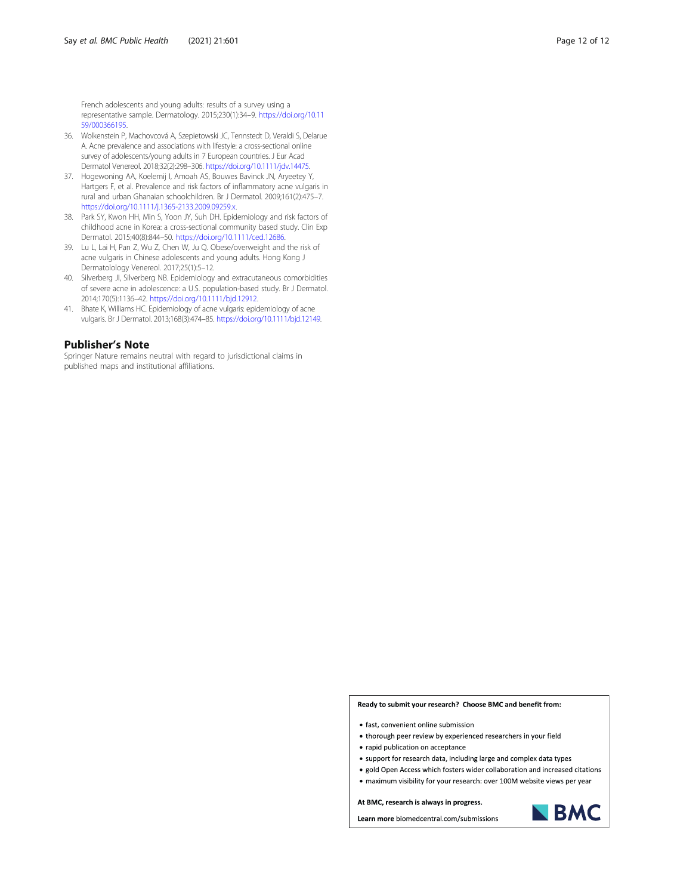French adolescents and young adults: results of a survey using a representative sample. Dermatology. 2015;230(1):34–9. https://doi.org/10.1159/000366195.

36. Wolkenstein P, Machovcová A, Szepietowski JC, Tennstedt D, Veraldi S, Delarue A. Acne prevalence and associations with lifestyle: a cross-sectional online survey of adolescents/young adults in 7 European countries. J Eur Acad Dermatol Venereol. 2018;32(2):298–306. https://doi.org/10.1111/jdv.14475.
37. Hogewoning AA, Koelemij I, Amoah AS, Bouwes Bavinck JN, Aryeetey Y, Hartgers F, et al. Prevalence and risk factors of inflammatory acne vulgaris in rural and urban Ghanaian schoolchildren. Br J Dermatol. 2009;161(2):475–7. https://doi.org/10.1111/j.1365-2133.2009.09259.x.
38. Park SY, Kwon HH, Min S, Yoon JY, Suh DH. Epidemiology and risk factors of childhood acne in Korea: a cross-sectional community based study. Clin Exp Dermatol. 2015;40(8):844–50. https://doi.org/10.1111/ced.12686.
39. Lu L, Lai H, Pan Z, Wu Z, Chen W, Ju Q. Obese/overweight and the risk of acne vulgaris in Chinese adolescents and young adults. Hong Kong J Dermatolology Venereol. 2017;25(1):5–12.
40. Silverberg JI, Silverberg NB. Epidemiology and extracutaneous comorbidities of severe acne in adolescence: a U.S. population-based study. Br J Dermatol. 2014;170(5):1136–42. https://doi.org/10.1111/bjd.12912.
41. Bhate K, Williams HC. Epidemiology of acne vulgaris: epidemiology of acne vulgaris. Br J Dermatol. 2013;168(3):474–85. https://doi.org/10.1111/bjd.12149.

## Publisher's Note

Springer Nature remains neutral with regard to jurisdictional claims in published maps and institutional affiliations.

**Ready to submit your research? Choose BMC and benefit from:**

- fast, convenient online submission
- thorough peer review by experienced researchers in your field
- rapid publication on acceptance
- support for research data, including large and complex data types
- gold Open Access which fosters wider collaboration and increased citations
- maximum visibility for your research: over 100M website views per year

**At BMC, research is always in progress.**

**Learn more** biomedcentral.com/submissions

BMC